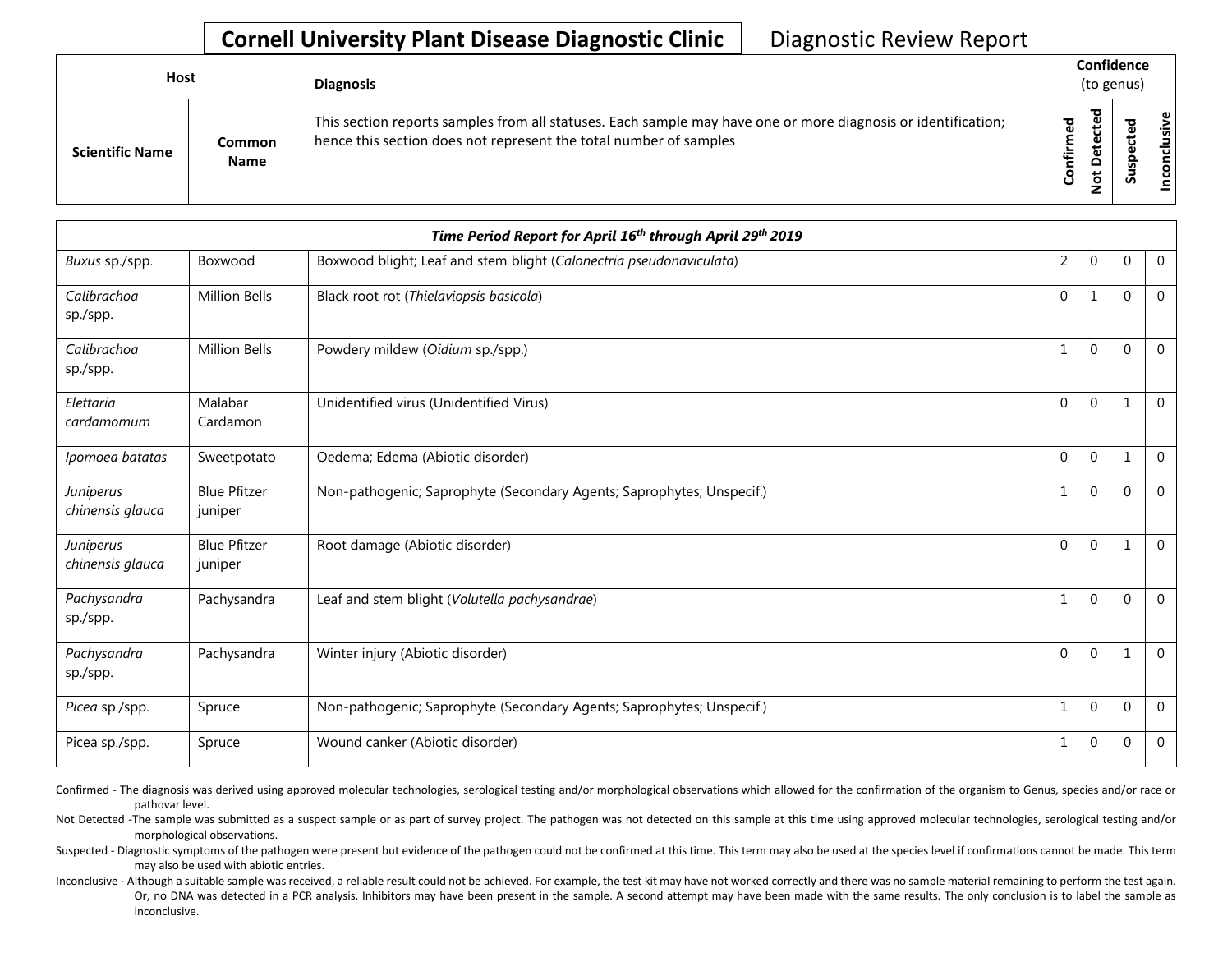**Cornell University Plant Disease Diagnostic Clinic** Diagnostic Review Report

| Host | | Diagnosis | Confidence (to genus) | | | |
|---|---|---|---|---|---|---|
| Scientific Name | Common Name | This section reports samples from all statuses. Each sample may have one or more diagnosis or identification; hence this section does not represent the total number of samples | Confirmed | Not Detected | Suspected | Inconclusive |
| ***Time Period Report for April 16th through April 29th 2019*** | | | | | | |
| *Buxus* sp./spp. | Boxwood | Boxwood blight; Leaf and stem blight (*Calonectria pseudonaviculata*) | 2 | 0 | 0 | 0 |
| *Calibrachoa* sp./spp. | Million Bells | Black root rot (*Thielaviopsis basicola*) | 0 | 1 | 0 | 0 |
| *Calibrachoa* sp./spp. | Million Bells | Powdery mildew (*Oidium* sp./spp.) | 1 | 0 | 0 | 0 |
| *Elettaria cardamomum* | Malabar Cardamon | Unidentified virus (Unidentified Virus) | 0 | 0 | 1 | 0 |
| *Ipomoea batatas* | Sweetpotato | Oedema; Edema (Abiotic disorder) | 0 | 0 | 1 | 0 |
| *Juniperus chinensis glauca* | Blue Pfitzer juniper | Non-pathogenic; Saprophyte (Secondary Agents; Saprophytes; Unspecif.) | 1 | 0 | 0 | 0 |
| *Juniperus chinensis glauca* | Blue Pfitzer juniper | Root damage (Abiotic disorder) | 0 | 0 | 1 | 0 |
| *Pachysandra* sp./spp. | Pachysandra | Leaf and stem blight (*Volutella pachysandrae*) | 1 | 0 | 0 | 0 |
| *Pachysandra* sp./spp. | Pachysandra | Winter injury (Abiotic disorder) | 0 | 0 | 1 | 0 |
| *Picea* sp./spp. | Spruce | Non-pathogenic; Saprophyte (Secondary Agents; Saprophytes; Unspecif.) | 1 | 0 | 0 | 0 |
| Picea sp./spp. | Spruce | Wound canker (Abiotic disorder) | 1 | 0 | 0 | 0 |

Confirmed - The diagnosis was derived using approved molecular technologies, serological testing and/or morphological observations which allowed for the confirmation of the organism to Genus, species and/or race or pathovar level.

Not Detected -The sample was submitted as a suspect sample or as part of survey project. The pathogen was not detected on this sample at this time using approved molecular technologies, serological testing and/or morphological observations.

Suspected - Diagnostic symptoms of the pathogen were present but evidence of the pathogen could not be confirmed at this time. This term may also be used at the species level if confirmations cannot be made. This term may also be used with abiotic entries.

Inconclusive - Although a suitable sample was received, a reliable result could not be achieved. For example, the test kit may have not worked correctly and there was no sample material remaining to perform the test again. Or, no DNA was detected in a PCR analysis. Inhibitors may have been present in the sample. A second attempt may have been made with the same results. The only conclusion is to label the sample as inconclusive.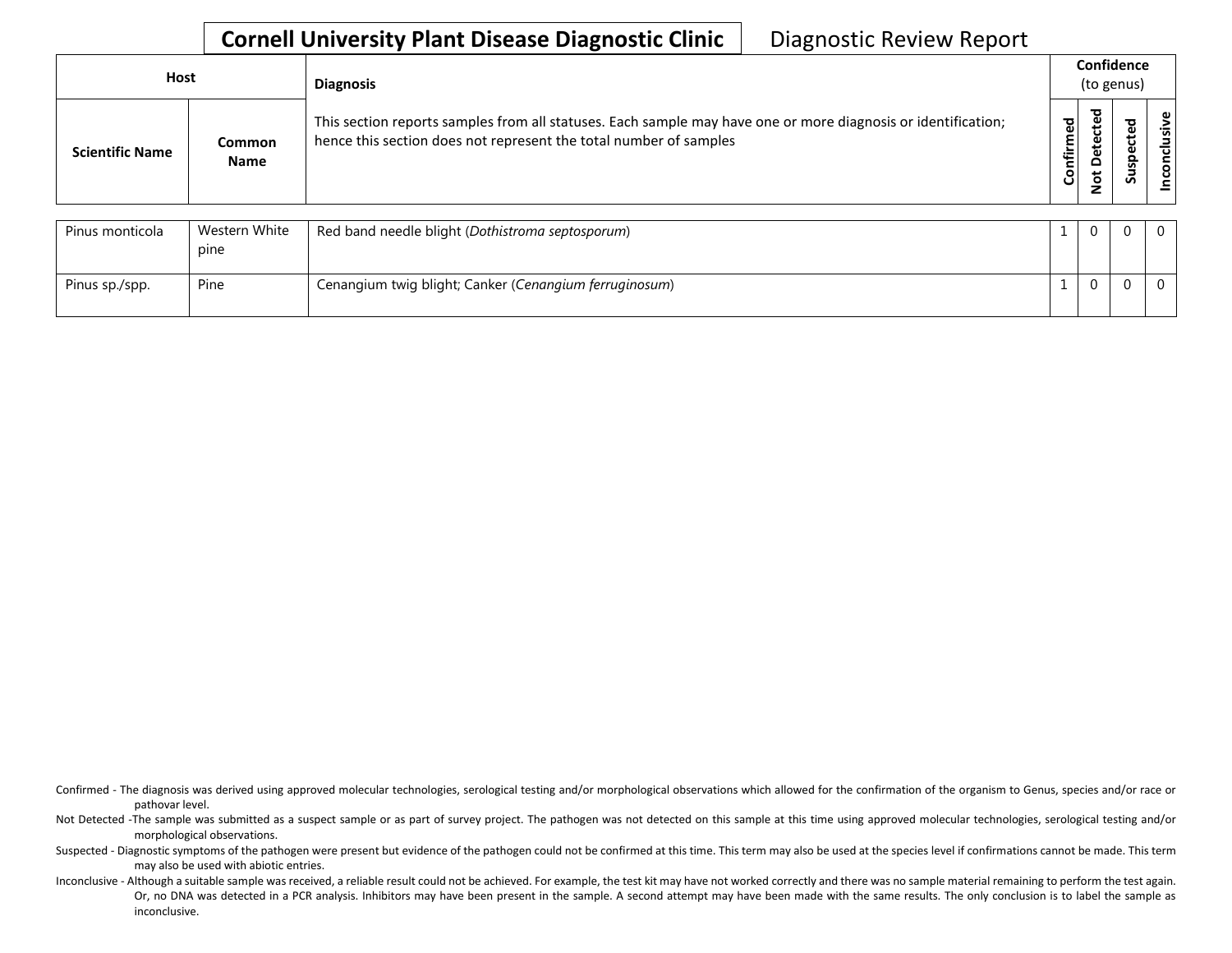**Cornell University Plant Disease Diagnostic Clinic** Diagnostic Review Report

| Host | | Diagnosis | Confidence (to genus) | | | |
|---|---|---|---|---|---|---|
| Scientific Name | Common Name | This section reports samples from all statuses. Each sample may have one or more diagnosis or identification; hence this section does not represent the total number of samples | Confirmed | Not Detected | Suspected | Inconclusive |
| Pinus monticola | Western White pine | Red band needle blight (*Dothistroma septosporum*) | 1 | 0 | 0 | 0 |
| Pinus sp./spp. | Pine | Cenangium twig blight; Canker (*Cenangium ferruginosum*) | 1 | 0 | 0 | 0 |

Confirmed - The diagnosis was derived using approved molecular technologies, serological testing and/or morphological observations which allowed for the confirmation of the organism to Genus, species and/or race or pathovar level.

Not Detected -The sample was submitted as a suspect sample or as part of survey project. The pathogen was not detected on this sample at this time using approved molecular technologies, serological testing and/or morphological observations.

Suspected - Diagnostic symptoms of the pathogen were present but evidence of the pathogen could not be confirmed at this time. This term may also be used at the species level if confirmations cannot be made. This term may also be used with abiotic entries.

Inconclusive - Although a suitable sample was received, a reliable result could not be achieved. For example, the test kit may have not worked correctly and there was no sample material remaining to perform the test again. Or, no DNA was detected in a PCR analysis. Inhibitors may have been present in the sample. A second attempt may have been made with the same results. The only conclusion is to label the sample as inconclusive.